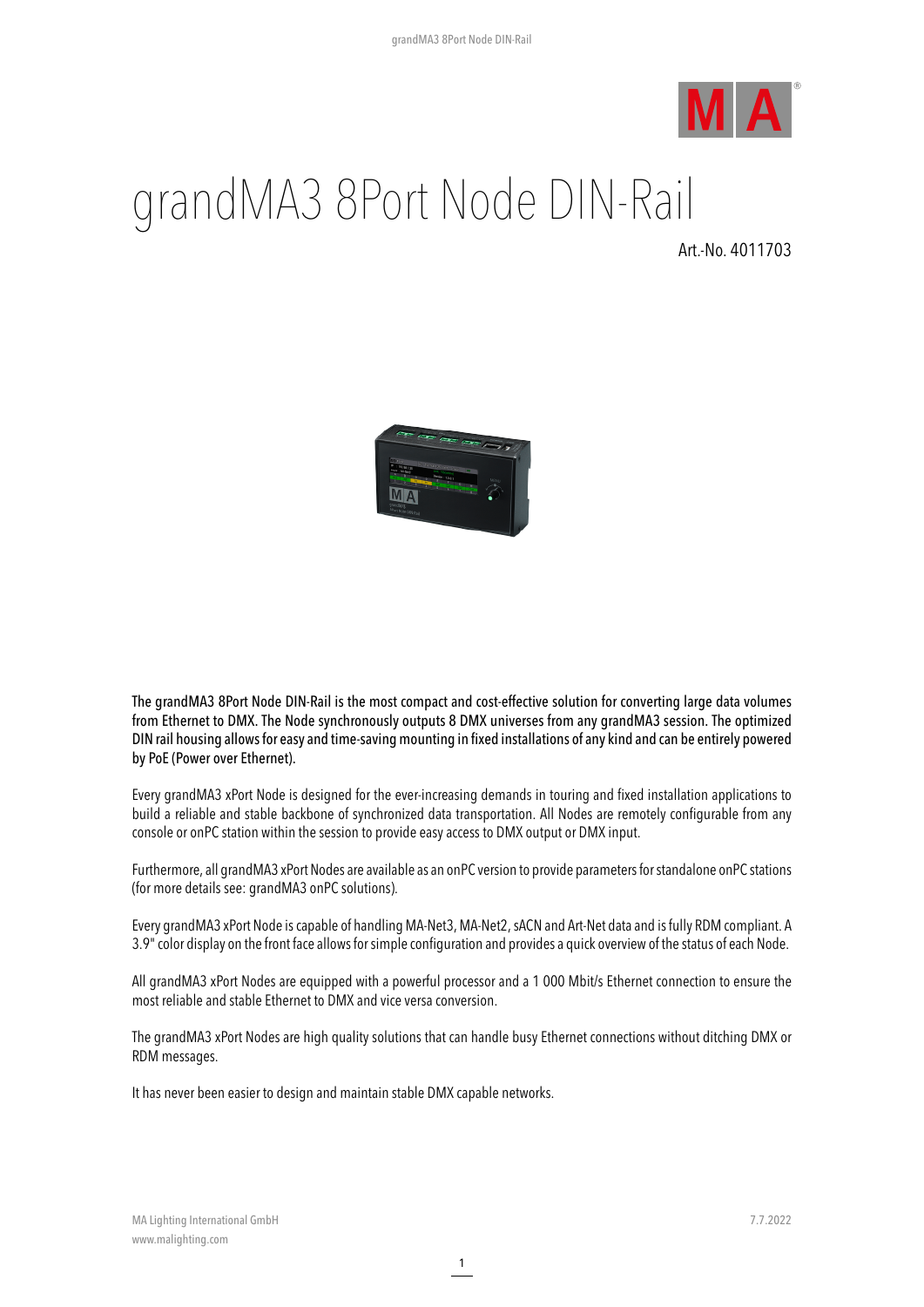# grandMA3 8Port Node DIN-Rail

Art.-No. 4011703

The grandMA3 8Port Node DIN-Rail is the most compact and cost-effective solution for converting large data volumes from Ethernet to DMX. The Node synchronously outputs 8 DMX universes from any grandMA3 session. The optimized DIN rail housing allows for easy and time-saving mounting in fixed installations of any kind and can be entirely powered by PoE (Power over Ethernet).

Every grandMA3 xPort Node is designed for the ever-increasing demands in touring and fixed installation applications to build a reliable and stable backbone of synchronized data transportation. All Nodes are remotely configurable from any console or onPC station within the session to provide easy access to DMX output or DMX input.

Furthermore, all grandMA3 xPort Nodes are available as an onPC version to provide parameters for standalone onPC stations (for more details see: grandMA3 onPC solutions).

Every grandMA3 xPort Node is capable of handling MA-Net3, MA-Net2, sACN and Art-Net data and is fully RDM compliant. A 3.9" color display on the front face allows for simple configuration and provides a quick overview of the status of each Node.

All grandMA3 xPort Nodes are equipped with a powerful processor and a 1 000 Mbit/s Ethernet connection to ensure the most reliable and stable Ethernet to DMX and vice versa conversion.

The grandMA3 xPort Nodes are high quality solutions that can handle busy Ethernet connections without ditching DMX or RDM messages.

It has never been easier to design and maintain stable DMX capable networks.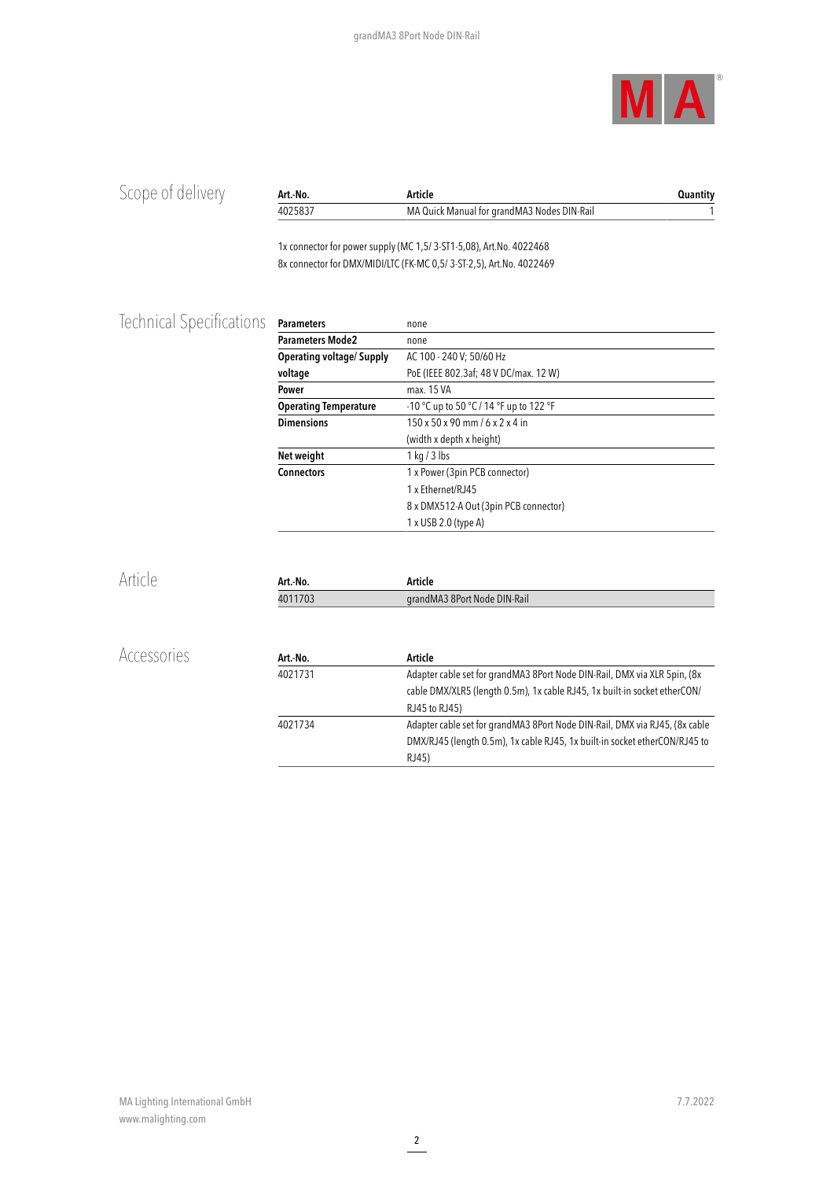## Scope of delivery

| Art.-No. | Article | Quantity |
|---|---|---|
| 4025837 | MA Quick Manual for grandMA3 Nodes DIN-Rail | 1 |

1x connector for power supply (MC 1,5/ 3-ST1-5,08), Art.No. 4022468
8x connector for DMX/MIDI/LTC (FK-MC 0,5/ 3-ST-2,5), Art.No. 4022469

## Technical Specifications

| Parameters | none |
|---|---|
| **Parameters Mode2** | none |
| **Operating voltage/ Supply voltage** | AC 100 - 240 V; 50/60 Hz<br>PoE (IEEE 802.3af; 48 V DC/max. 12 W) |
| **Power** | max. 15 VA |
| **Operating Temperature** | -10 °C up to 50 °C / 14 °F up to 122 °F |
| **Dimensions** | 150 x 50 x 90 mm / 6 x 2 x 4 in<br>(width x depth x height) |
| **Net weight** | 1 kg / 3 lbs |
| **Connectors** | 1 x Power (3pin PCB connector)<br>1 x Ethernet/RJ45<br>8 x DMX512-A Out (3pin PCB connector)<br>1 x USB 2.0 (type A) |

## Article

| Art.-No. | Article |
|---|---|
| 4011703 | grandMA3 8Port Node DIN-Rail |

## Accessories

| Art.-No. | Article |
|---|---|
| 4021731 | Adapter cable set for grandMA3 8Port Node DIN-Rail, DMX via XLR 5pin, (8x cable DMX/XLR5 (length 0.5m), 1x cable RJ45, 1x built-in socket etherCON/RJ45 to RJ45) |
| 4021734 | Adapter cable set for grandMA3 8Port Node DIN-Rail, DMX via RJ45, (8x cable DMX/RJ45 (length 0.5m), 1x cable RJ45, 1x built-in socket etherCON/RJ45 to RJ45) |

MA Lighting International GmbH
www.malighting.com

7.7.2022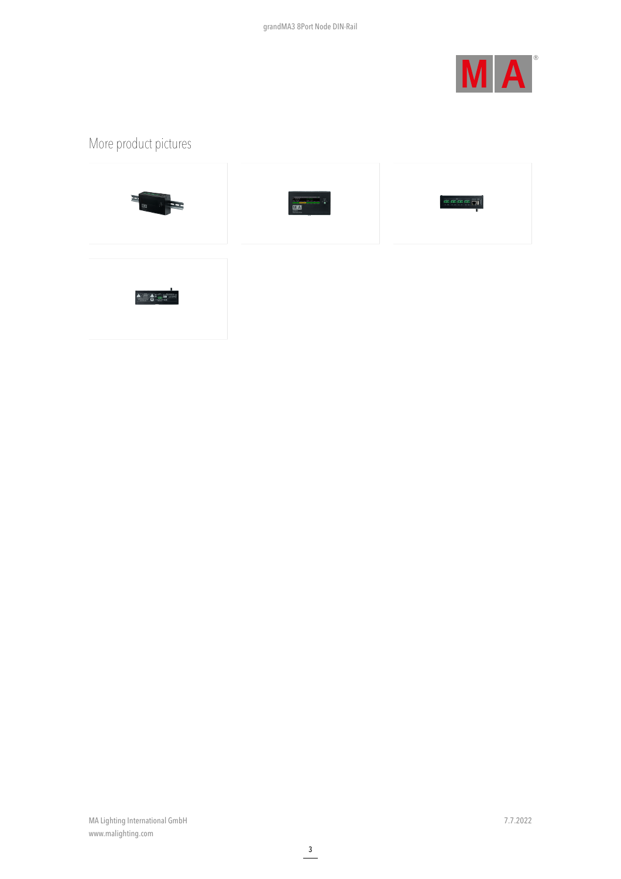## More product pictures